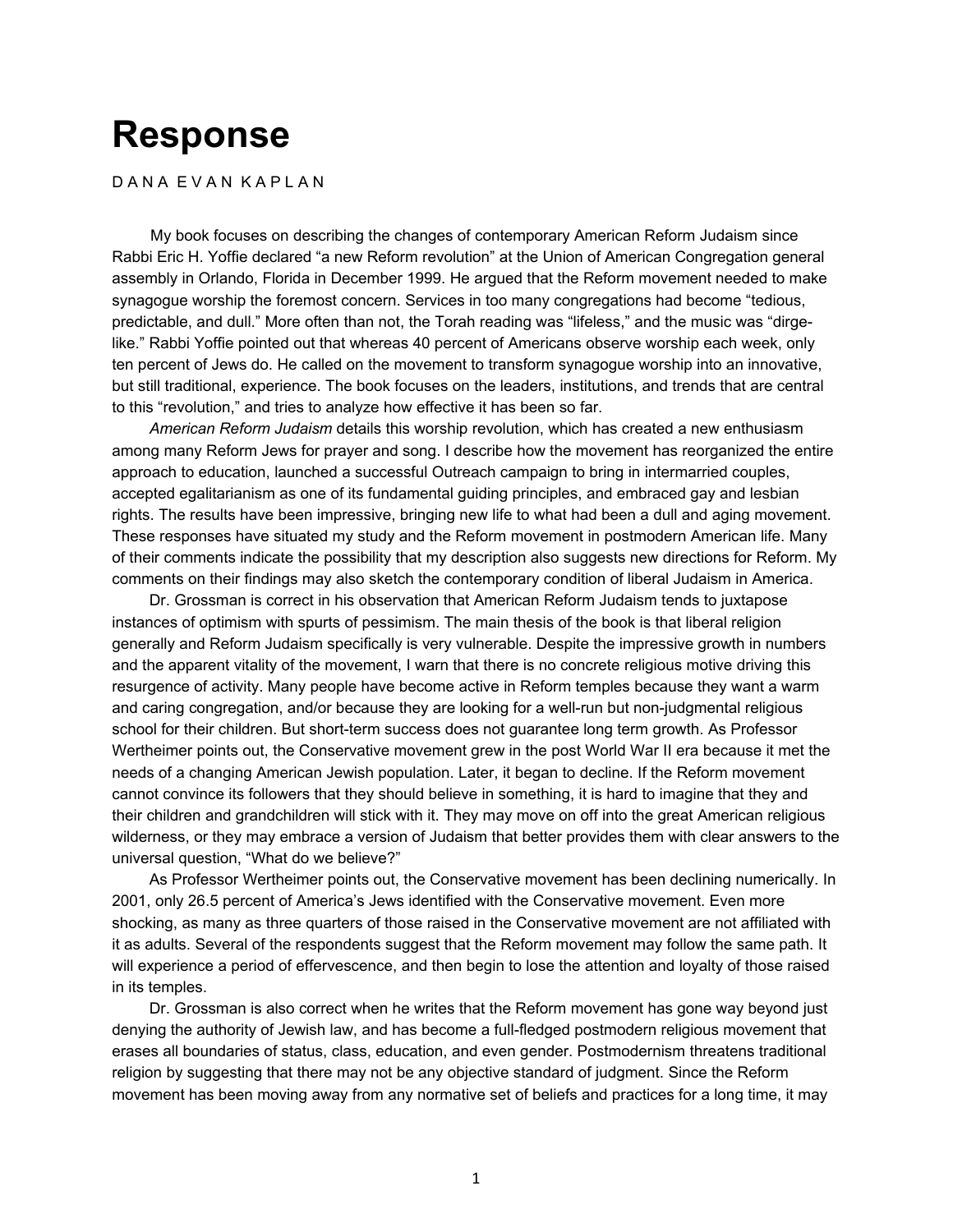# Response

D A N A E V A N K A P L A N

My book focuses on describing the changes of contemporary American Reform Judaism since Rabbi Eric H. Yoffie declared "a new Reform revolution" at the Union of American Congregation general assembly in Orlando, Florida in December 1999. He argued that the Reform movement needed to make synagogue worship the foremost concern. Services in too many congregations had become "tedious, predictable, and dull." More often than not, the Torah reading was "lifeless," and the music was "dirge-like." Rabbi Yoffie pointed out that whereas 40 percent of Americans observe worship each week, only ten percent of Jews do. He called on the movement to transform synagogue worship into an innovative, but still traditional, experience. The book focuses on the leaders, institutions, and trends that are central to this "revolution," and tries to analyze how effective it has been so far.

*American Reform Judaism* details this worship revolution, which has created a new enthusiasm among many Reform Jews for prayer and song. I describe how the movement has reorganized the entire approach to education, launched a successful Outreach campaign to bring in intermarried couples, accepted egalitarianism as one of its fundamental guiding principles, and embraced gay and lesbian rights. The results have been impressive, bringing new life to what had been a dull and aging movement. These responses have situated my study and the Reform movement in postmodern American life. Many of their comments indicate the possibility that my description also suggests new directions for Reform. My comments on their findings may also sketch the contemporary condition of liberal Judaism in America.

Dr. Grossman is correct in his observation that American Reform Judaism tends to juxtapose instances of optimism with spurts of pessimism. The main thesis of the book is that liberal religion generally and Reform Judaism specifically is very vulnerable. Despite the impressive growth in numbers and the apparent vitality of the movement, I warn that there is no concrete religious motive driving this resurgence of activity. Many people have become active in Reform temples because they want a warm and caring congregation, and/or because they are looking for a well-run but non-judgmental religious school for their children. But short-term success does not guarantee long term growth. As Professor Wertheimer points out, the Conservative movement grew in the post World War II era because it met the needs of a changing American Jewish population. Later, it began to decline. If the Reform movement cannot convince its followers that they should believe in something, it is hard to imagine that they and their children and grandchildren will stick with it. They may move on off into the great American religious wilderness, or they may embrace a version of Judaism that better provides them with clear answers to the universal question, "What do we believe?"

As Professor Wertheimer points out, the Conservative movement has been declining numerically. In 2001, only 26.5 percent of America's Jews identified with the Conservative movement. Even more shocking, as many as three quarters of those raised in the Conservative movement are not affiliated with it as adults. Several of the respondents suggest that the Reform movement may follow the same path. It will experience a period of effervescence, and then begin to lose the attention and loyalty of those raised in its temples.

Dr. Grossman is also correct when he writes that the Reform movement has gone way beyond just denying the authority of Jewish law, and has become a full-fledged postmodern religious movement that erases all boundaries of status, class, education, and even gender. Postmodernism threatens traditional religion by suggesting that there may not be any objective standard of judgment. Since the Reform movement has been moving away from any normative set of beliefs and practices for a long time, it may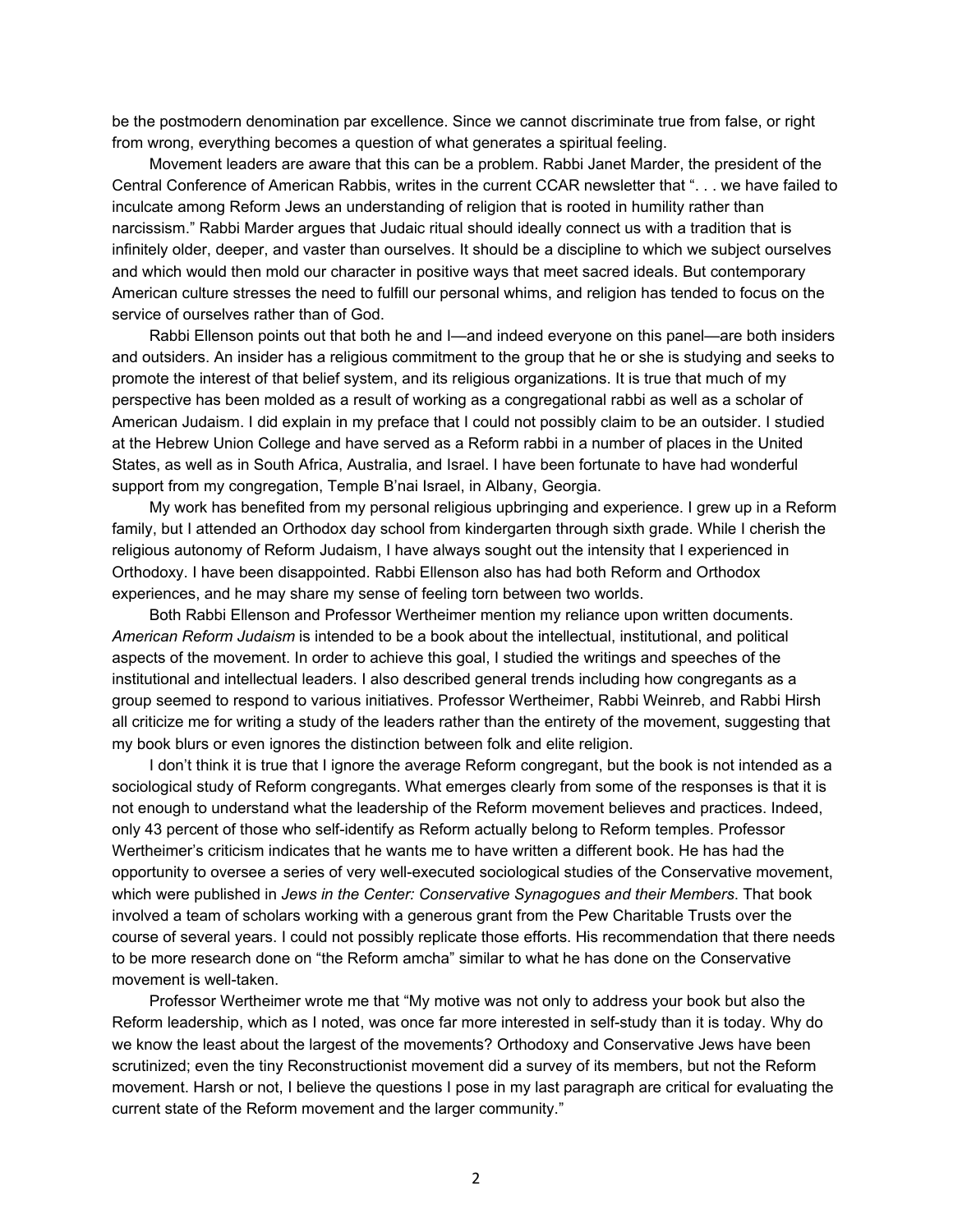be the postmodern denomination par excellence. Since we cannot discriminate true from false, or right from wrong, everything becomes a question of what generates a spiritual feeling.

Movement leaders are aware that this can be a problem. Rabbi Janet Marder, the president of the Central Conference of American Rabbis, writes in the current CCAR newsletter that ". . . we have failed to inculcate among Reform Jews an understanding of religion that is rooted in humility rather than narcissism." Rabbi Marder argues that Judaic ritual should ideally connect us with a tradition that is infinitely older, deeper, and vaster than ourselves. It should be a discipline to which we subject ourselves and which would then mold our character in positive ways that meet sacred ideals. But contemporary American culture stresses the need to fulfill our personal whims, and religion has tended to focus on the service of ourselves rather than of God.

Rabbi Ellenson points out that both he and I—and indeed everyone on this panel—are both insiders and outsiders. An insider has a religious commitment to the group that he or she is studying and seeks to promote the interest of that belief system, and its religious organizations. It is true that much of my perspective has been molded as a result of working as a congregational rabbi as well as a scholar of American Judaism. I did explain in my preface that I could not possibly claim to be an outsider. I studied at the Hebrew Union College and have served as a Reform rabbi in a number of places in the United States, as well as in South Africa, Australia, and Israel. I have been fortunate to have had wonderful support from my congregation, Temple B'nai Israel, in Albany, Georgia.

My work has benefited from my personal religious upbringing and experience. I grew up in a Reform family, but I attended an Orthodox day school from kindergarten through sixth grade. While I cherish the religious autonomy of Reform Judaism, I have always sought out the intensity that I experienced in Orthodoxy. I have been disappointed. Rabbi Ellenson also has had both Reform and Orthodox experiences, and he may share my sense of feeling torn between two worlds.

Both Rabbi Ellenson and Professor Wertheimer mention my reliance upon written documents. *American Reform Judaism* is intended to be a book about the intellectual, institutional, and political aspects of the movement. In order to achieve this goal, I studied the writings and speeches of the institutional and intellectual leaders. I also described general trends including how congregants as a group seemed to respond to various initiatives. Professor Wertheimer, Rabbi Weinreb, and Rabbi Hirsh all criticize me for writing a study of the leaders rather than the entirety of the movement, suggesting that my book blurs or even ignores the distinction between folk and elite religion.

I don't think it is true that I ignore the average Reform congregant, but the book is not intended as a sociological study of Reform congregants. What emerges clearly from some of the responses is that it is not enough to understand what the leadership of the Reform movement believes and practices. Indeed, only 43 percent of those who self-identify as Reform actually belong to Reform temples. Professor Wertheimer's criticism indicates that he wants me to have written a different book. He has had the opportunity to oversee a series of very well-executed sociological studies of the Conservative movement, which were published in *Jews in the Center: Conservative Synagogues and their Members*. That book involved a team of scholars working with a generous grant from the Pew Charitable Trusts over the course of several years. I could not possibly replicate those efforts. His recommendation that there needs to be more research done on "the Reform amcha" similar to what he has done on the Conservative movement is well-taken.

Professor Wertheimer wrote me that "My motive was not only to address your book but also the Reform leadership, which as I noted, was once far more interested in self-study than it is today. Why do we know the least about the largest of the movements? Orthodoxy and Conservative Jews have been scrutinized; even the tiny Reconstructionist movement did a survey of its members, but not the Reform movement. Harsh or not, I believe the questions I pose in my last paragraph are critical for evaluating the current state of the Reform movement and the larger community."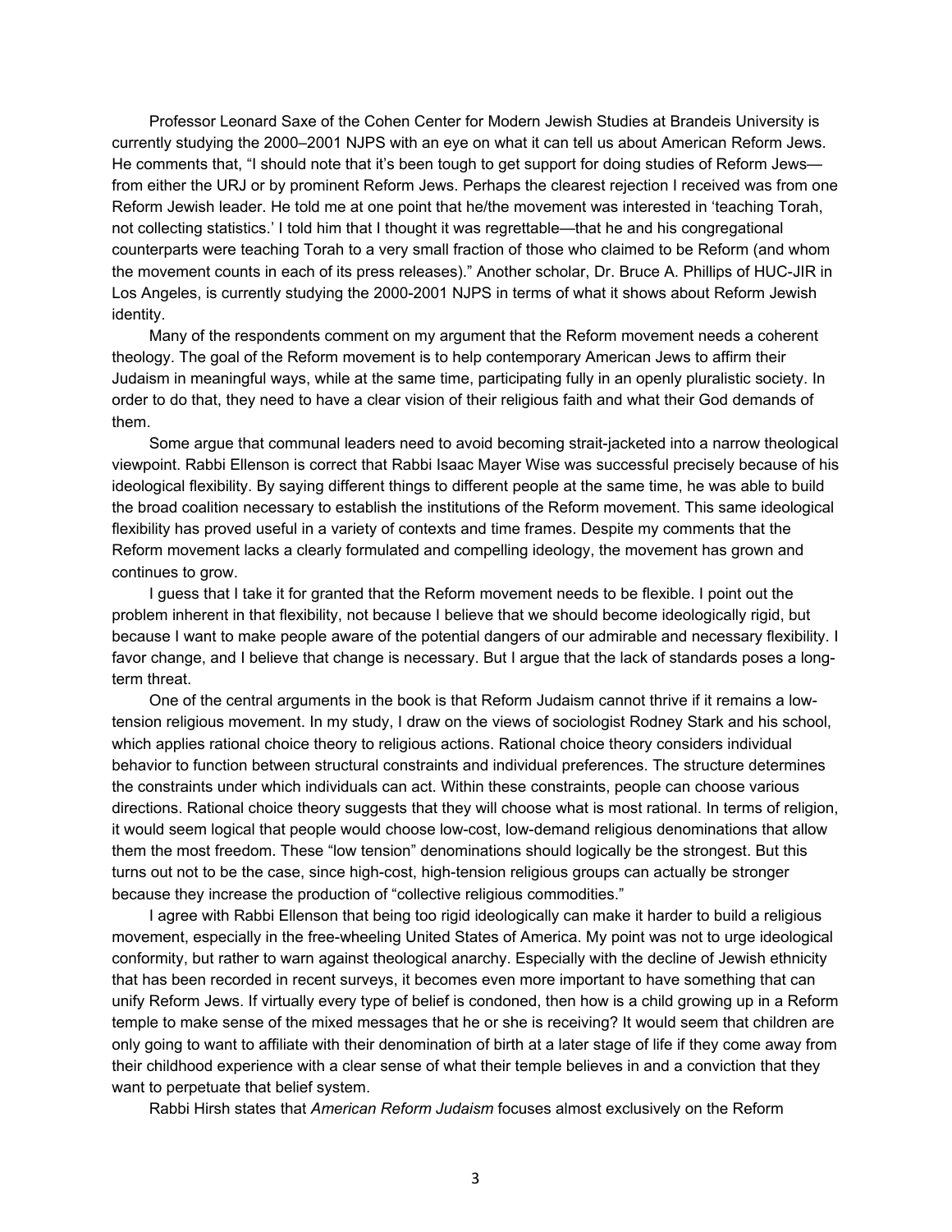Professor Leonard Saxe of the Cohen Center for Modern Jewish Studies at Brandeis University is currently studying the 2000–2001 NJPS with an eye on what it can tell us about American Reform Jews. He comments that, "I should note that it's been tough to get support for doing studies of Reform Jews—from either the URJ or by prominent Reform Jews. Perhaps the clearest rejection I received was from one Reform Jewish leader. He told me at one point that he/the movement was interested in 'teaching Torah, not collecting statistics.' I told him that I thought it was regrettable—that he and his congregational counterparts were teaching Torah to a very small fraction of those who claimed to be Reform (and whom the movement counts in each of its press releases)." Another scholar, Dr. Bruce A. Phillips of HUC-JIR in Los Angeles, is currently studying the 2000-2001 NJPS in terms of what it shows about Reform Jewish identity.

Many of the respondents comment on my argument that the Reform movement needs a coherent theology. The goal of the Reform movement is to help contemporary American Jews to affirm their Judaism in meaningful ways, while at the same time, participating fully in an openly pluralistic society. In order to do that, they need to have a clear vision of their religious faith and what their God demands of them.

Some argue that communal leaders need to avoid becoming strait-jacketed into a narrow theological viewpoint. Rabbi Ellenson is correct that Rabbi Isaac Mayer Wise was successful precisely because of his ideological flexibility. By saying different things to different people at the same time, he was able to build the broad coalition necessary to establish the institutions of the Reform movement. This same ideological flexibility has proved useful in a variety of contexts and time frames. Despite my comments that the Reform movement lacks a clearly formulated and compelling ideology, the movement has grown and continues to grow.

I guess that I take it for granted that the Reform movement needs to be flexible. I point out the problem inherent in that flexibility, not because I believe that we should become ideologically rigid, but because I want to make people aware of the potential dangers of our admirable and necessary flexibility. I favor change, and I believe that change is necessary. But I argue that the lack of standards poses a long-term threat.

One of the central arguments in the book is that Reform Judaism cannot thrive if it remains a low-tension religious movement. In my study, I draw on the views of sociologist Rodney Stark and his school, which applies rational choice theory to religious actions. Rational choice theory considers individual behavior to function between structural constraints and individual preferences. The structure determines the constraints under which individuals can act. Within these constraints, people can choose various directions. Rational choice theory suggests that they will choose what is most rational. In terms of religion, it would seem logical that people would choose low-cost, low-demand religious denominations that allow them the most freedom. These "low tension" denominations should logically be the strongest. But this turns out not to be the case, since high-cost, high-tension religious groups can actually be stronger because they increase the production of "collective religious commodities."

I agree with Rabbi Ellenson that being too rigid ideologically can make it harder to build a religious movement, especially in the free-wheeling United States of America. My point was not to urge ideological conformity, but rather to warn against theological anarchy. Especially with the decline of Jewish ethnicity that has been recorded in recent surveys, it becomes even more important to have something that can unify Reform Jews. If virtually every type of belief is condoned, then how is a child growing up in a Reform temple to make sense of the mixed messages that he or she is receiving? It would seem that children are only going to want to affiliate with their denomination of birth at a later stage of life if they come away from their childhood experience with a clear sense of what their temple believes in and a conviction that they want to perpetuate that belief system.

Rabbi Hirsh states that *American Reform Judaism* focuses almost exclusively on the Reform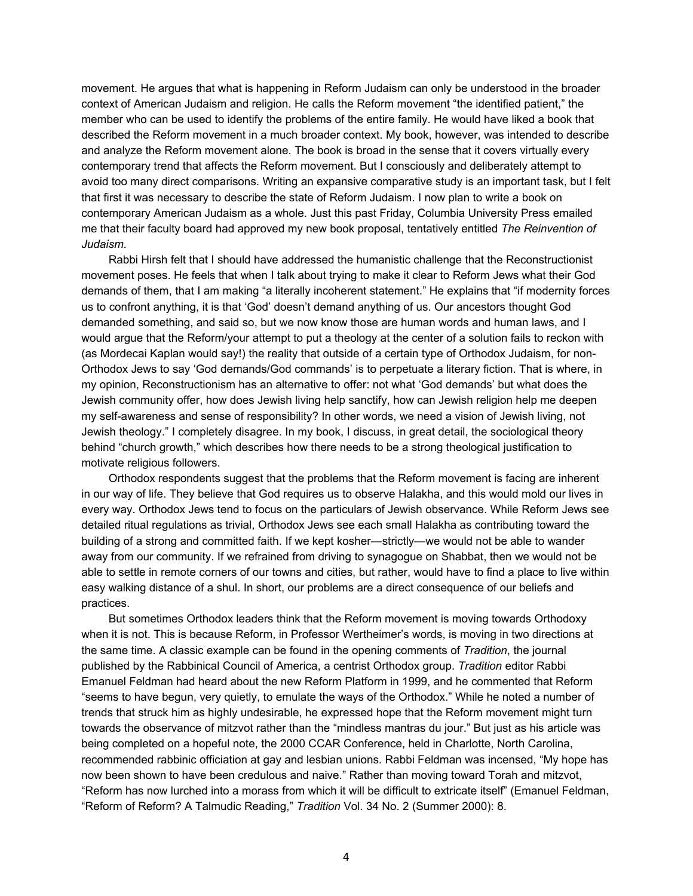movement. He argues that what is happening in Reform Judaism can only be understood in the broader context of American Judaism and religion. He calls the Reform movement "the identified patient," the member who can be used to identify the problems of the entire family. He would have liked a book that described the Reform movement in a much broader context. My book, however, was intended to describe and analyze the Reform movement alone. The book is broad in the sense that it covers virtually every contemporary trend that affects the Reform movement. But I consciously and deliberately attempt to avoid too many direct comparisons. Writing an expansive comparative study is an important task, but I felt that first it was necessary to describe the state of Reform Judaism. I now plan to write a book on contemporary American Judaism as a whole. Just this past Friday, Columbia University Press emailed me that their faculty board had approved my new book proposal, tentatively entitled *The Reinvention of Judaism*.

Rabbi Hirsh felt that I should have addressed the humanistic challenge that the Reconstructionist movement poses. He feels that when I talk about trying to make it clear to Reform Jews what their God demands of them, that I am making "a literally incoherent statement." He explains that "if modernity forces us to confront anything, it is that 'God' doesn't demand anything of us. Our ancestors thought God demanded something, and said so, but we now know those are human words and human laws, and I would argue that the Reform/your attempt to put a theology at the center of a solution fails to reckon with (as Mordecai Kaplan would say!) the reality that outside of a certain type of Orthodox Judaism, for non-Orthodox Jews to say 'God demands/God commands' is to perpetuate a literary fiction. That is where, in my opinion, Reconstructionism has an alternative to offer: not what 'God demands' but what does the Jewish community offer, how does Jewish living help sanctify, how can Jewish religion help me deepen my self-awareness and sense of responsibility? In other words, we need a vision of Jewish living, not Jewish theology." I completely disagree. In my book, I discuss, in great detail, the sociological theory behind "church growth," which describes how there needs to be a strong theological justification to motivate religious followers.

Orthodox respondents suggest that the problems that the Reform movement is facing are inherent in our way of life. They believe that God requires us to observe Halakha, and this would mold our lives in every way. Orthodox Jews tend to focus on the particulars of Jewish observance. While Reform Jews see detailed ritual regulations as trivial, Orthodox Jews see each small Halakha as contributing toward the building of a strong and committed faith. If we kept kosher—strictly—we would not be able to wander away from our community. If we refrained from driving to synagogue on Shabbat, then we would not be able to settle in remote corners of our towns and cities, but rather, would have to find a place to live within easy walking distance of a shul. In short, our problems are a direct consequence of our beliefs and practices.

But sometimes Orthodox leaders think that the Reform movement is moving towards Orthodoxy when it is not. This is because Reform, in Professor Wertheimer's words, is moving in two directions at the same time. A classic example can be found in the opening comments of *Tradition*, the journal published by the Rabbinical Council of America, a centrist Orthodox group. *Tradition* editor Rabbi Emanuel Feldman had heard about the new Reform Platform in 1999, and he commented that Reform "seems to have begun, very quietly, to emulate the ways of the Orthodox." While he noted a number of trends that struck him as highly undesirable, he expressed hope that the Reform movement might turn towards the observance of mitzvot rather than the "mindless mantras du jour." But just as his article was being completed on a hopeful note, the 2000 CCAR Conference, held in Charlotte, North Carolina, recommended rabbinic officiation at gay and lesbian unions. Rabbi Feldman was incensed, "My hope has now been shown to have been credulous and naive." Rather than moving toward Torah and mitzvot, "Reform has now lurched into a morass from which it will be difficult to extricate itself" (Emanuel Feldman, "Reform of Reform? A Talmudic Reading," *Tradition* Vol. 34 No. 2 (Summer 2000): 8.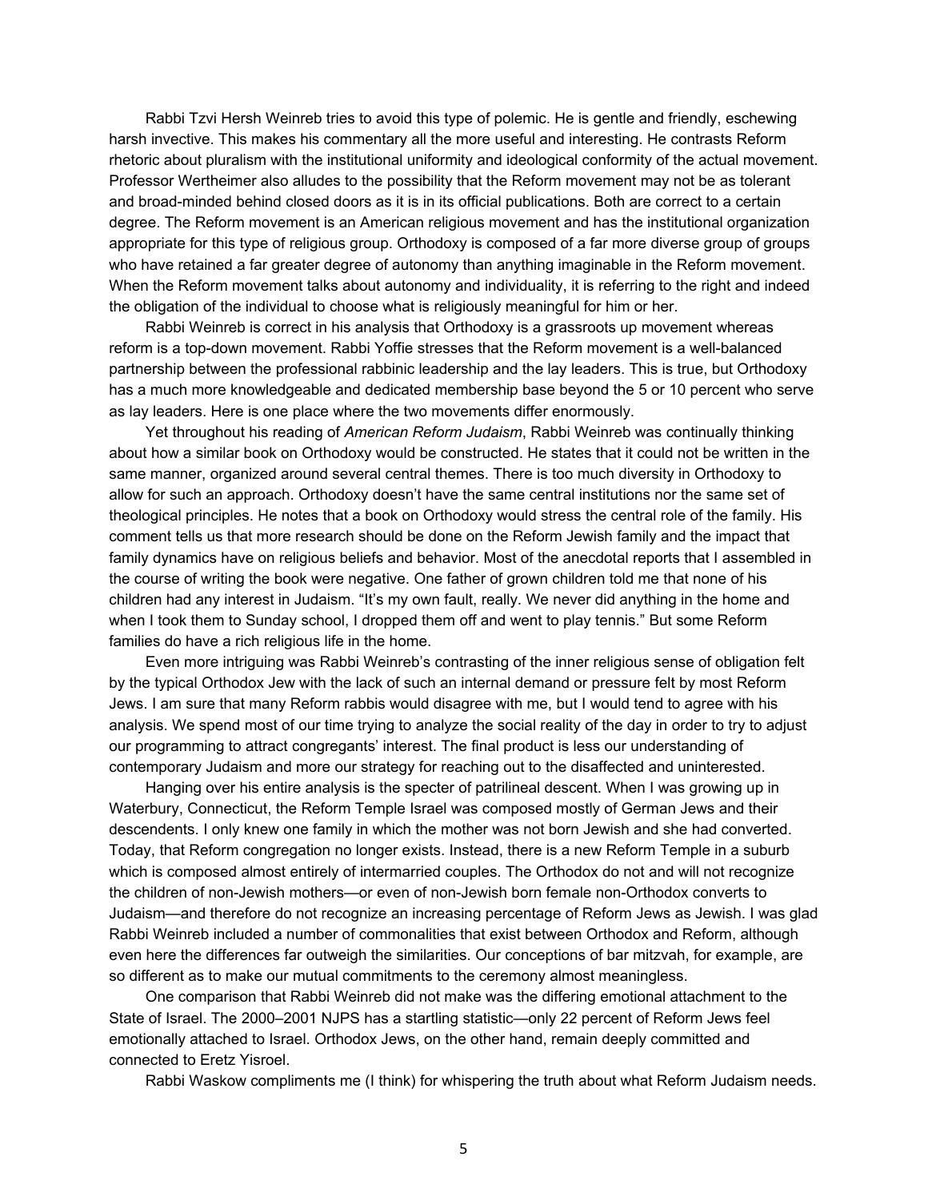Rabbi Tzvi Hersh Weinreb tries to avoid this type of polemic. He is gentle and friendly, eschewing harsh invective. This makes his commentary all the more useful and interesting. He contrasts Reform rhetoric about pluralism with the institutional uniformity and ideological conformity of the actual movement. Professor Wertheimer also alludes to the possibility that the Reform movement may not be as tolerant and broad-minded behind closed doors as it is in its official publications. Both are correct to a certain degree. The Reform movement is an American religious movement and has the institutional organization appropriate for this type of religious group. Orthodoxy is composed of a far more diverse group of groups who have retained a far greater degree of autonomy than anything imaginable in the Reform movement. When the Reform movement talks about autonomy and individuality, it is referring to the right and indeed the obligation of the individual to choose what is religiously meaningful for him or her.

Rabbi Weinreb is correct in his analysis that Orthodoxy is a grassroots up movement whereas reform is a top-down movement. Rabbi Yoffie stresses that the Reform movement is a well-balanced partnership between the professional rabbinic leadership and the lay leaders. This is true, but Orthodoxy has a much more knowledgeable and dedicated membership base beyond the 5 or 10 percent who serve as lay leaders. Here is one place where the two movements differ enormously.

Yet throughout his reading of *American Reform Judaism*, Rabbi Weinreb was continually thinking about how a similar book on Orthodoxy would be constructed. He states that it could not be written in the same manner, organized around several central themes. There is too much diversity in Orthodoxy to allow for such an approach. Orthodoxy doesn't have the same central institutions nor the same set of theological principles. He notes that a book on Orthodoxy would stress the central role of the family. His comment tells us that more research should be done on the Reform Jewish family and the impact that family dynamics have on religious beliefs and behavior. Most of the anecdotal reports that I assembled in the course of writing the book were negative. One father of grown children told me that none of his children had any interest in Judaism. "It's my own fault, really. We never did anything in the home and when I took them to Sunday school, I dropped them off and went to play tennis." But some Reform families do have a rich religious life in the home.

Even more intriguing was Rabbi Weinreb's contrasting of the inner religious sense of obligation felt by the typical Orthodox Jew with the lack of such an internal demand or pressure felt by most Reform Jews. I am sure that many Reform rabbis would disagree with me, but I would tend to agree with his analysis. We spend most of our time trying to analyze the social reality of the day in order to try to adjust our programming to attract congregants' interest. The final product is less our understanding of contemporary Judaism and more our strategy for reaching out to the disaffected and uninterested.

Hanging over his entire analysis is the specter of patrilineal descent. When I was growing up in Waterbury, Connecticut, the Reform Temple Israel was composed mostly of German Jews and their descendents. I only knew one family in which the mother was not born Jewish and she had converted. Today, that Reform congregation no longer exists. Instead, there is a new Reform Temple in a suburb which is composed almost entirely of intermarried couples. The Orthodox do not and will not recognize the children of non-Jewish mothers—or even of non-Jewish born female non-Orthodox converts to Judaism—and therefore do not recognize an increasing percentage of Reform Jews as Jewish. I was glad Rabbi Weinreb included a number of commonalities that exist between Orthodox and Reform, although even here the differences far outweigh the similarities. Our conceptions of bar mitzvah, for example, are so different as to make our mutual commitments to the ceremony almost meaningless.

One comparison that Rabbi Weinreb did not make was the differing emotional attachment to the State of Israel. The 2000–2001 NJPS has a startling statistic—only 22 percent of Reform Jews feel emotionally attached to Israel. Orthodox Jews, on the other hand, remain deeply committed and connected to Eretz Yisroel.

Rabbi Waskow compliments me (I think) for whispering the truth about what Reform Judaism needs.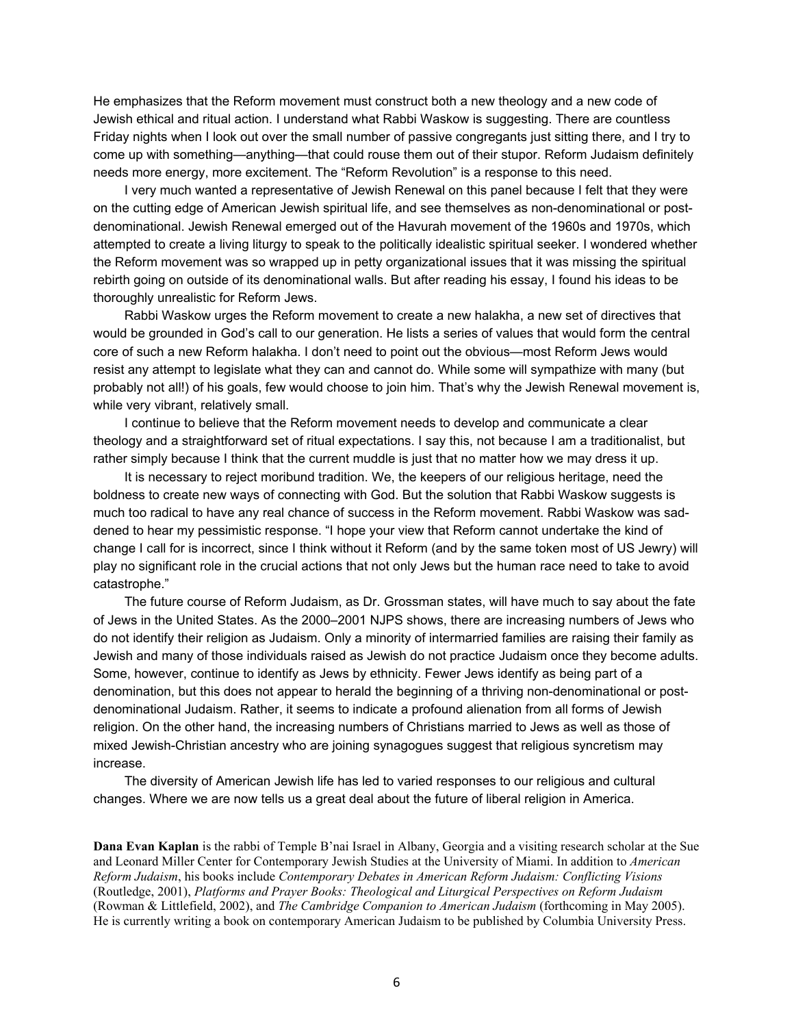He emphasizes that the Reform movement must construct both a new theology and a new code of Jewish ethical and ritual action. I understand what Rabbi Waskow is suggesting. There are countless Friday nights when I look out over the small number of passive congregants just sitting there, and I try to come up with something—anything—that could rouse them out of their stupor. Reform Judaism definitely needs more energy, more excitement. The "Reform Revolution" is a response to this need.

I very much wanted a representative of Jewish Renewal on this panel because I felt that they were on the cutting edge of American Jewish spiritual life, and see themselves as non-denominational or post-denominational. Jewish Renewal emerged out of the Havurah movement of the 1960s and 1970s, which attempted to create a living liturgy to speak to the politically idealistic spiritual seeker. I wondered whether the Reform movement was so wrapped up in petty organizational issues that it was missing the spiritual rebirth going on outside of its denominational walls. But after reading his essay, I found his ideas to be thoroughly unrealistic for Reform Jews.

Rabbi Waskow urges the Reform movement to create a new halakha, a new set of directives that would be grounded in God's call to our generation. He lists a series of values that would form the central core of such a new Reform halakha. I don't need to point out the obvious—most Reform Jews would resist any attempt to legislate what they can and cannot do. While some will sympathize with many (but probably not all!) of his goals, few would choose to join him. That's why the Jewish Renewal movement is, while very vibrant, relatively small.

I continue to believe that the Reform movement needs to develop and communicate a clear theology and a straightforward set of ritual expectations. I say this, not because I am a traditionalist, but rather simply because I think that the current muddle is just that no matter how we may dress it up.

It is necessary to reject moribund tradition. We, the keepers of our religious heritage, need the boldness to create new ways of connecting with God. But the solution that Rabbi Waskow suggests is much too radical to have any real chance of success in the Reform movement. Rabbi Waskow was saddened to hear my pessimistic response. "I hope your view that Reform cannot undertake the kind of change I call for is incorrect, since I think without it Reform (and by the same token most of US Jewry) will play no significant role in the crucial actions that not only Jews but the human race need to take to avoid catastrophe."

The future course of Reform Judaism, as Dr. Grossman states, will have much to say about the fate of Jews in the United States. As the 2000–2001 NJPS shows, there are increasing numbers of Jews who do not identify their religion as Judaism. Only a minority of intermarried families are raising their family as Jewish and many of those individuals raised as Jewish do not practice Judaism once they become adults. Some, however, continue to identify as Jews by ethnicity. Fewer Jews identify as being part of a denomination, but this does not appear to herald the beginning of a thriving non-denominational or post-denominational Judaism. Rather, it seems to indicate a profound alienation from all forms of Jewish religion. On the other hand, the increasing numbers of Christians married to Jews as well as those of mixed Jewish-Christian ancestry who are joining synagogues suggest that religious syncretism may increase.

The diversity of American Jewish life has led to varied responses to our religious and cultural changes. Where we are now tells us a great deal about the future of liberal religion in America.

**Dana Evan Kaplan** is the rabbi of Temple B'nai Israel in Albany, Georgia and a visiting research scholar at the Sue and Leonard Miller Center for Contemporary Jewish Studies at the University of Miami. In addition to *American Reform Judaism*, his books include *Contemporary Debates in American Reform Judaism: Conflicting Visions* (Routledge, 2001), *Platforms and Prayer Books: Theological and Liturgical Perspectives on Reform Judaism* (Rowman & Littlefield, 2002), and *The Cambridge Companion to American Judaism* (forthcoming in May 2005). He is currently writing a book on contemporary American Judaism to be published by Columbia University Press.